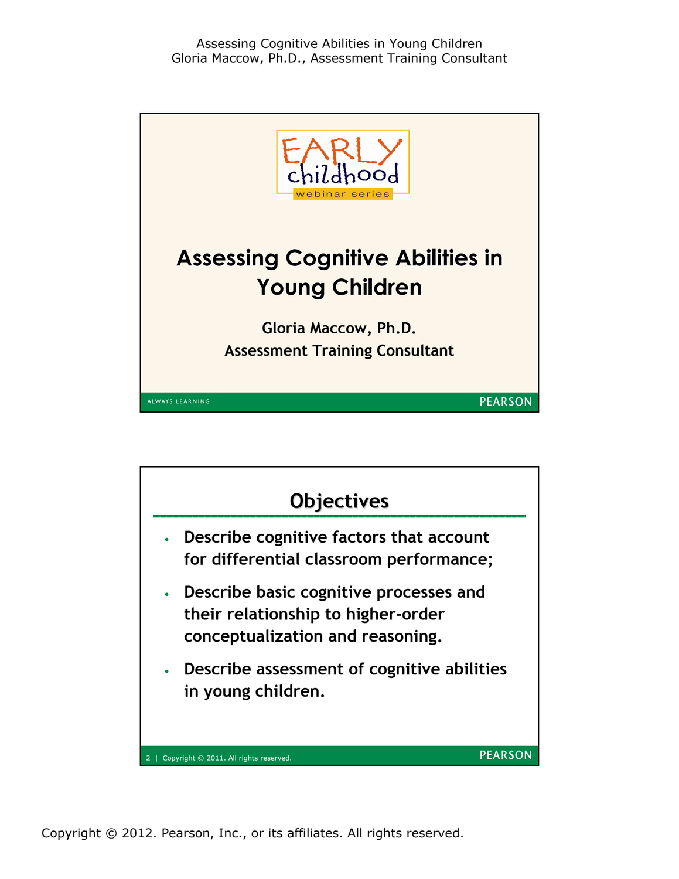# Assessing Cognitive Abilities in Young Children

EARLY childhood webinar series

Gloria Maccow, Ph.D.

Assessment Training Consultant

ALWAYS LEARNING — PEARSON

## Objectives

- Describe cognitive factors that account for differential classroom performance;
- Describe basic cognitive processes and their relationship to higher-order conceptualization and reasoning.
- Describe assessment of cognitive abilities in young children.

Copyright © 2011. All rights reserved.

Copyright © 2012. Pearson, Inc., or its affiliates. All rights reserved.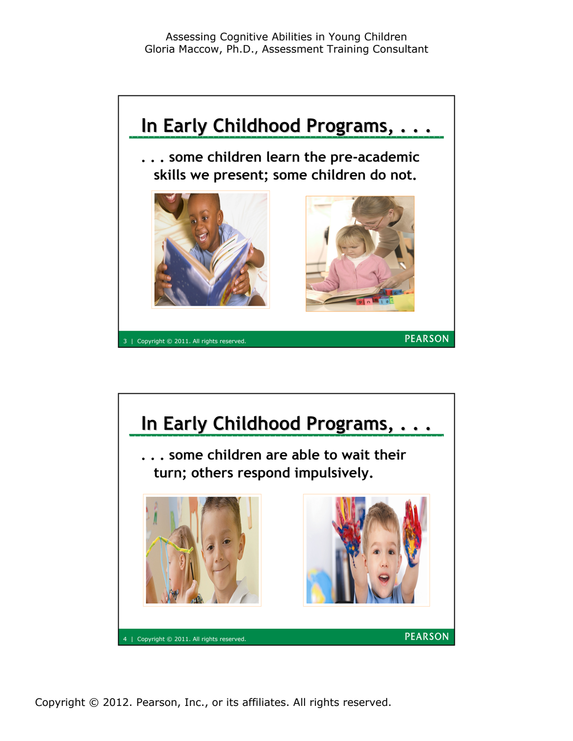## In Early Childhood Programs, . . .

. . . some children learn the pre-academic skills we present; some children do not.

## In Early Childhood Programs, . . .

. . . some children are able to wait their turn; others respond impulsively.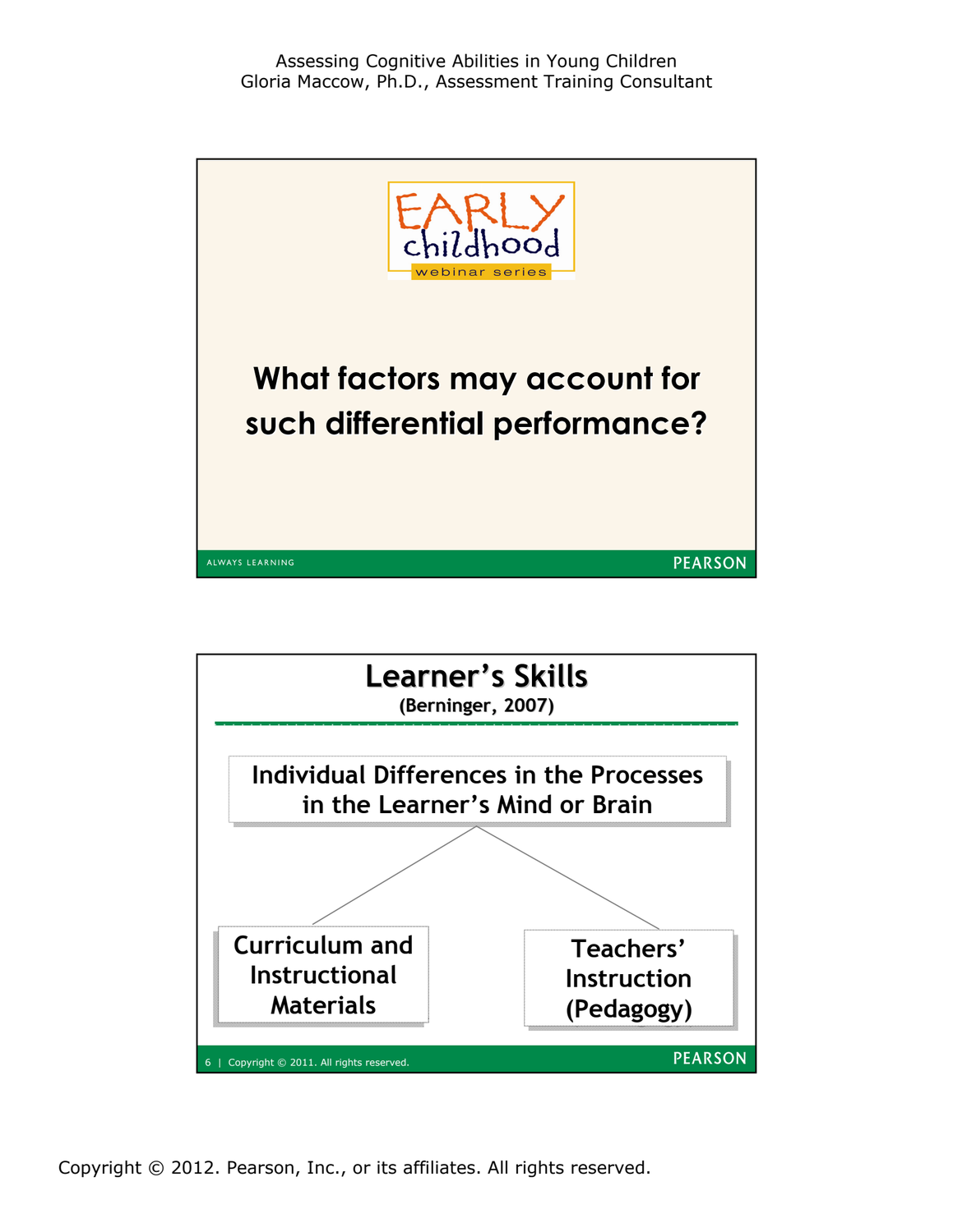EARLY childhood webinar series

## What factors may account for such differential performance?

## Learner's Skills

**(Berninger, 2007)**

**Individual Differences in the Processes in the Learner's Mind or Brain**

- **Curriculum and Instructional Materials**
- **Teachers' Instruction (Pedagogy)**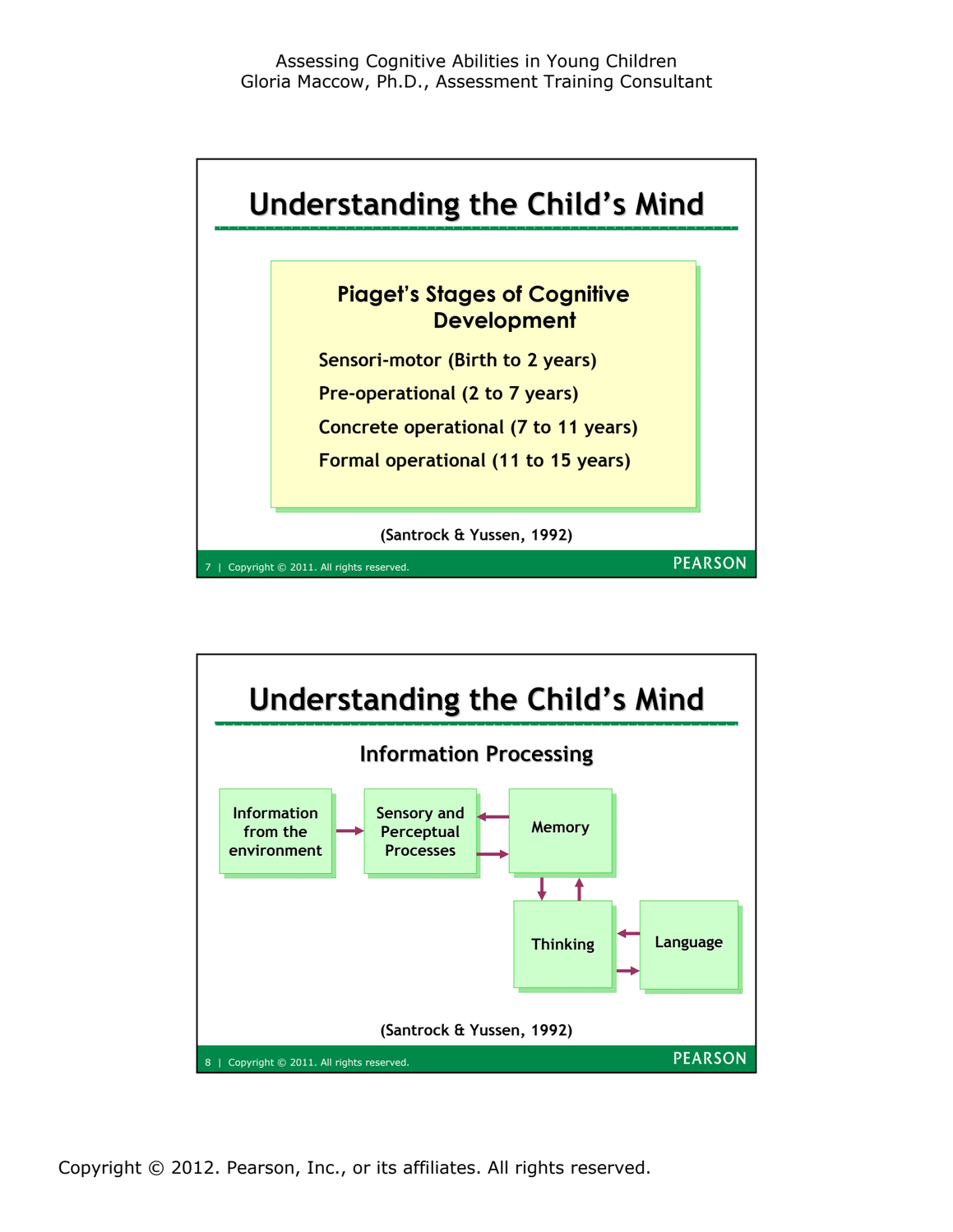## Understanding the Child's Mind

### Piaget's Stages of Cognitive Development

- Sensori-motor (Birth to 2 years)
- Pre-operational (2 to 7 years)
- Concrete operational (7 to 11 years)
- Formal operational (11 to 15 years)

(Santrock & Yussen, 1992)

## Understanding the Child's Mind

### Information Processing

Information from the environment → Sensory and Perceptual Processes ⇄ Memory ⇄ Thinking ⇄ Language

(Santrock & Yussen, 1992)

Copyright © 2012. Pearson, Inc., or its affiliates. All rights reserved.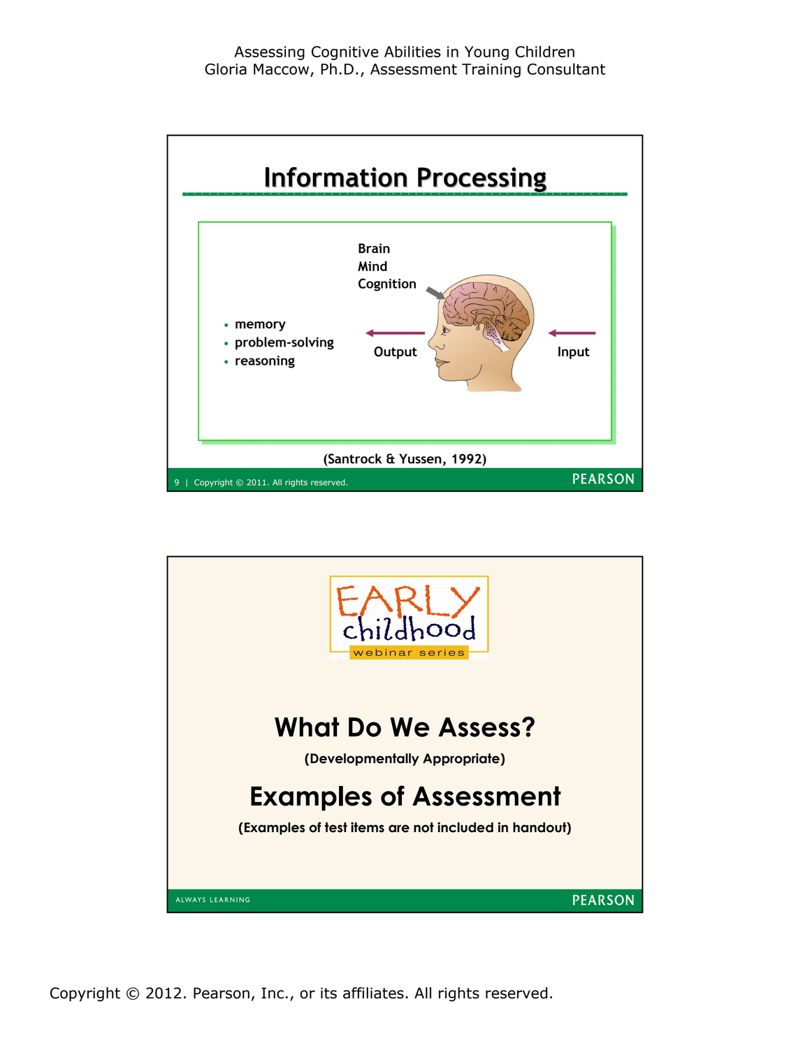## Information Processing

Brain
Mind
Cognition

- memory
- problem-solving
- reasoning

Output ← ← Input

(Santrock & Yussen, 1992)

---

EARLY childhood
webinar series

## What Do We Assess?

**(Developmentally Appropriate)**

## Examples of Assessment

**(Examples of test items are not included in handout)**

ALWAYS LEARNING

PEARSON

Copyright © 2012. Pearson, Inc., or its affiliates. All rights reserved.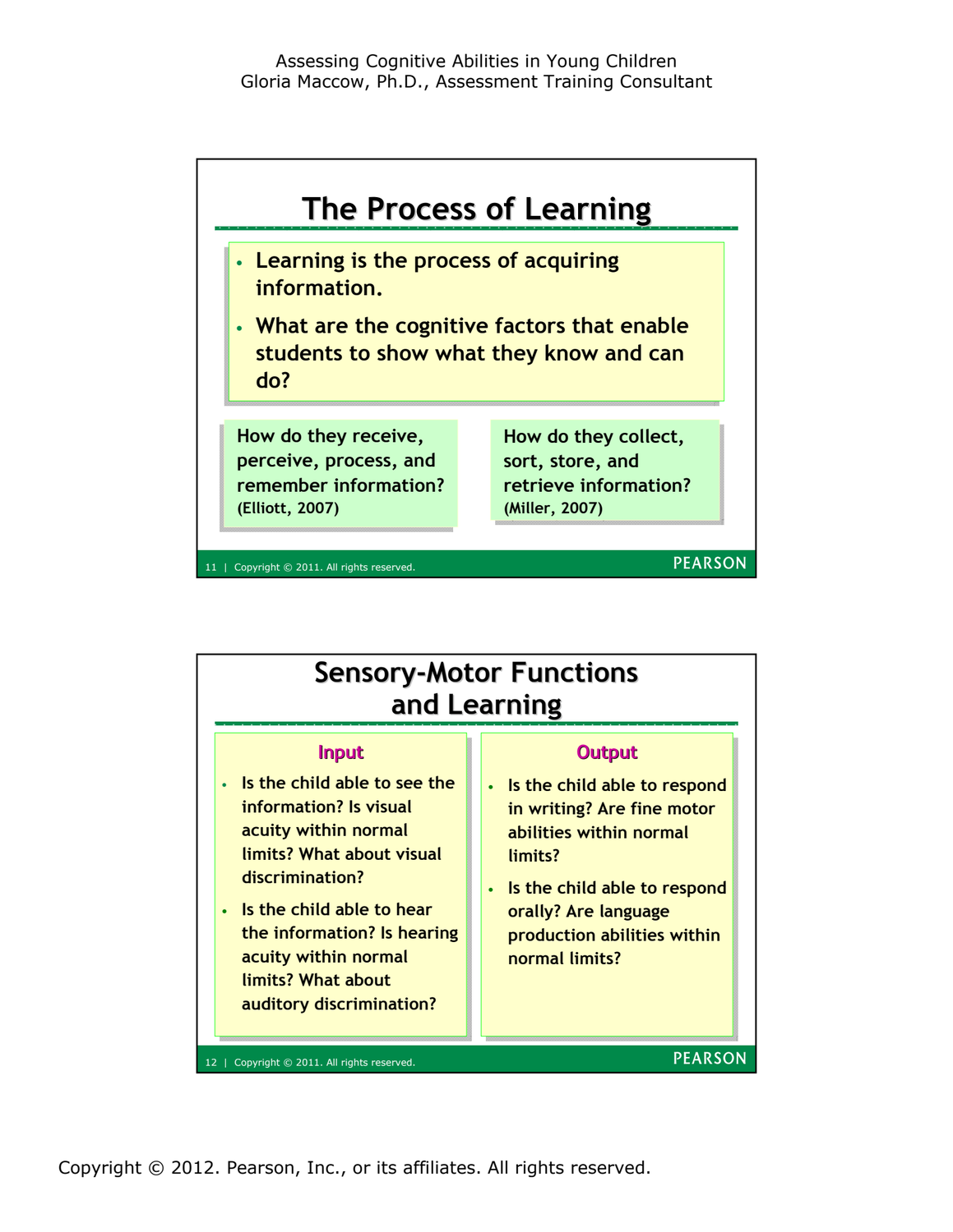## The Process of Learning

- Learning is the process of acquiring information.
- What are the cognitive factors that enable students to show what they know and can do?

How do they receive, perceive, process, and remember information? (Elliott, 2007)

How do they collect, sort, store, and retrieve information? (Miller, 2007)

## Sensory-Motor Functions and Learning

### Input

- Is the child able to see the information? Is visual acuity within normal limits? What about visual discrimination?
- Is the child able to hear the information? Is hearing acuity within normal limits? What about auditory discrimination?

### Output

- Is the child able to respond in writing? Are fine motor abilities within normal limits?
- Is the child able to respond orally? Are language production abilities within normal limits?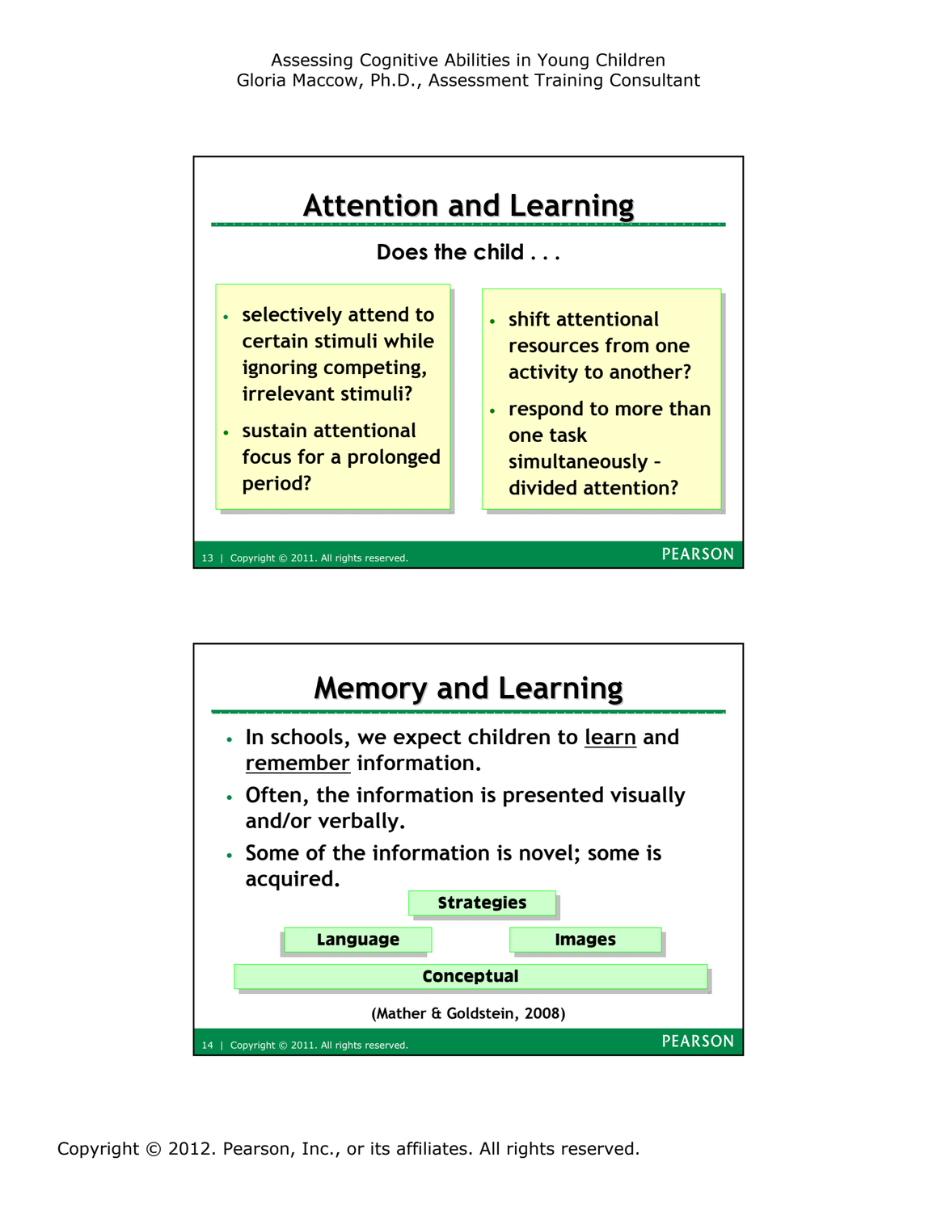## Attention and Learning

**Does the child . . .**

- selectively attend to certain stimuli while ignoring competing, irrelevant stimuli?
- sustain attentional focus for a prolonged period?
- shift attentional resources from one activity to another?
- respond to more than one task simultaneously – divided attention?

## Memory and Learning

- In schools, we expect children to learn and remember information.
- Often, the information is presented visually and/or verbally.
- Some of the information is novel; some is acquired.

**Strategies**

**Language** | **Images**

**Conceptual**

(Mather & Goldstein, 2008)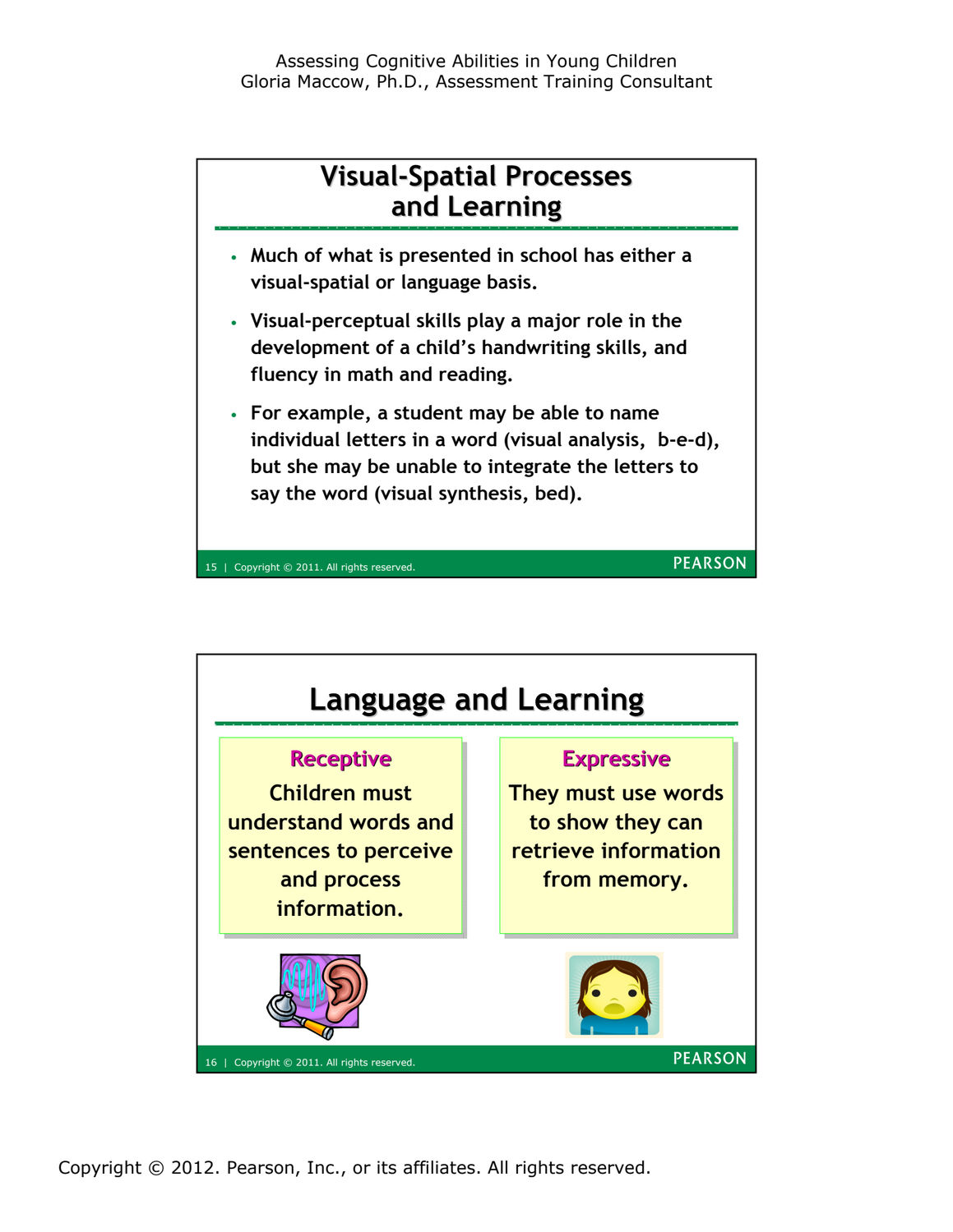## Visual-Spatial Processes and Learning

- Much of what is presented in school has either a visual-spatial or language basis.
- Visual-perceptual skills play a major role in the development of a child's handwriting skills, and fluency in math and reading.
- For example, a student may be able to name individual letters in a word (visual analysis, b-e-d), but she may be unable to integrate the letters to say the word (visual synthesis, bed).

## Language and Learning

**Receptive**

Children must understand words and sentences to perceive and process information.

**Expressive**

They must use words to show they can retrieve information from memory.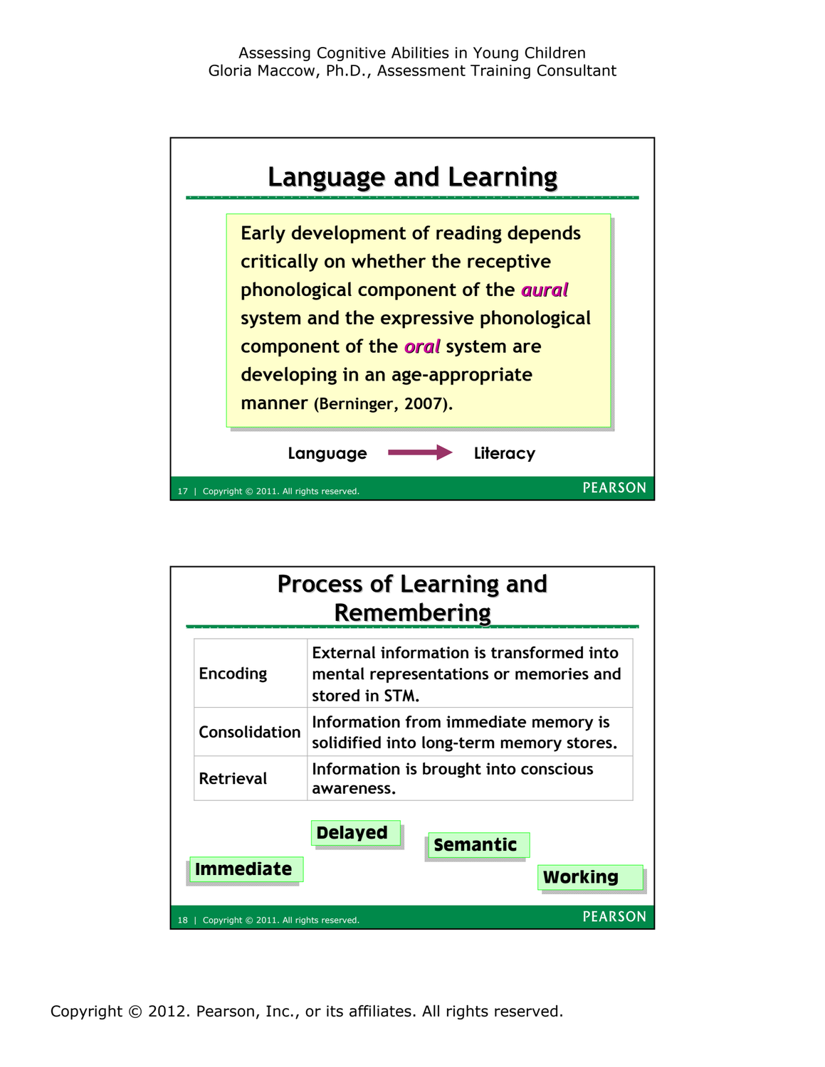## Language and Learning

**Early development of reading depends critically on whether the receptive phonological component of the *aural* system and the expressive phonological component of the *oral* system are developing in an age-appropriate manner (Berninger, 2007).**

**Language → Literacy**

## Process of Learning and Remembering

| | |
|---|---|
| Encoding | External information is transformed into mental representations or memories and stored in STM. |
| Consolidation | Information from immediate memory is solidified into long-term memory stores. |
| Retrieval | Information is brought into conscious awareness. |

**Delayed** **Semantic** **Immediate** **Working**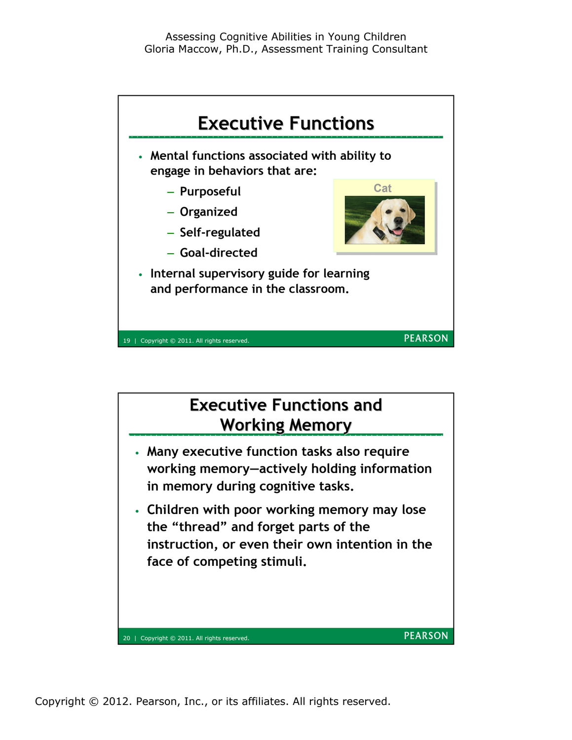## Executive Functions

- Mental functions associated with ability to engage in behaviors that are:
  - Purposeful
  - Organized
  - Self-regulated
  - Goal-directed
- Internal supervisory guide for learning and performance in the classroom.

Cat

## Executive Functions and Working Memory

- Many executive function tasks also require working memory—actively holding information in memory during cognitive tasks.
- Children with poor working memory may lose the "thread" and forget parts of the instruction, or even their own intention in the face of competing stimuli.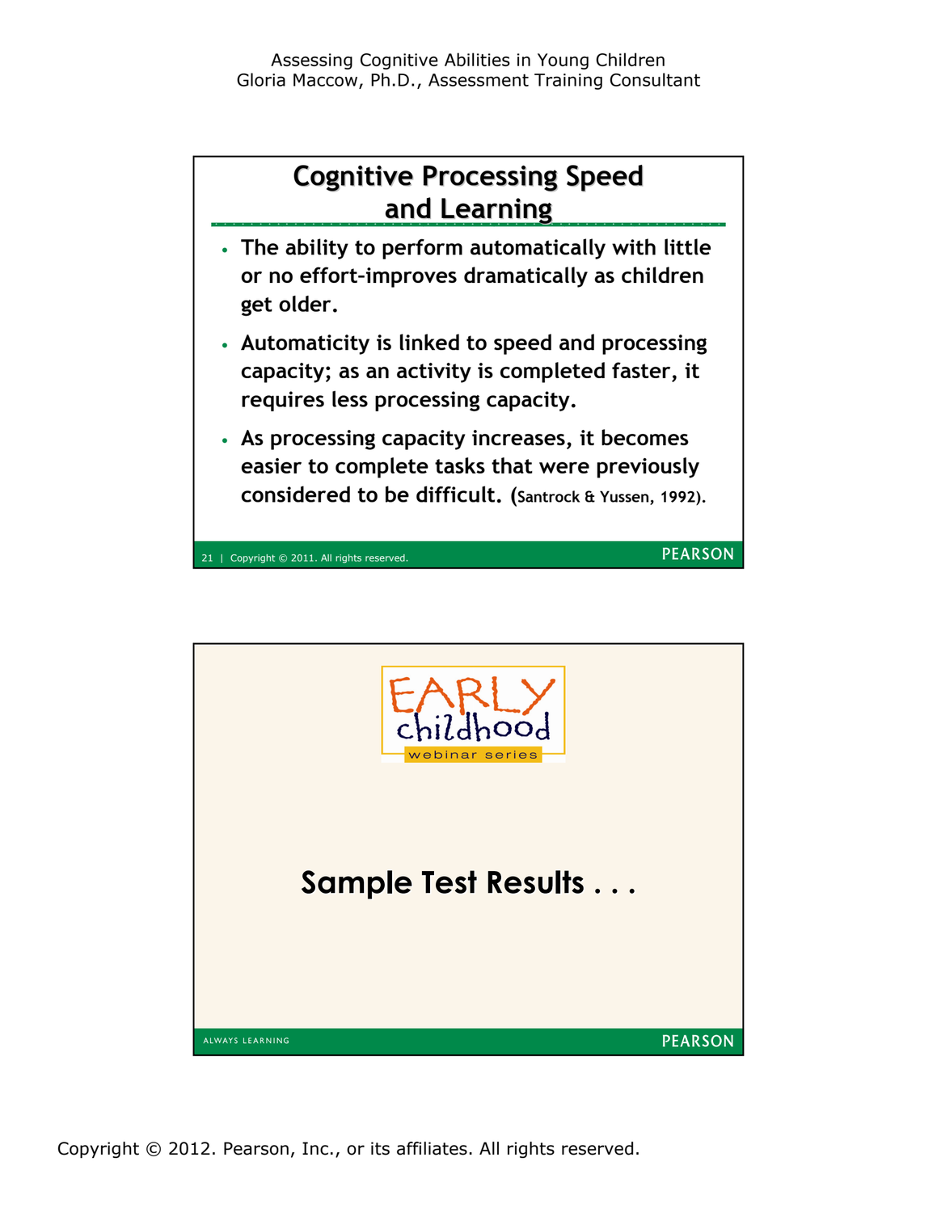## Cognitive Processing Speed and Learning

- The ability to perform automatically with little or no effort-improves dramatically as children get older.
- Automaticity is linked to speed and processing capacity; as an activity is completed faster, it requires less processing capacity.
- As processing capacity increases, it becomes easier to complete tasks that were previously considered to be difficult. (Santrock & Yussen, 1992).

EARLY childhood webinar series

## Sample Test Results . . .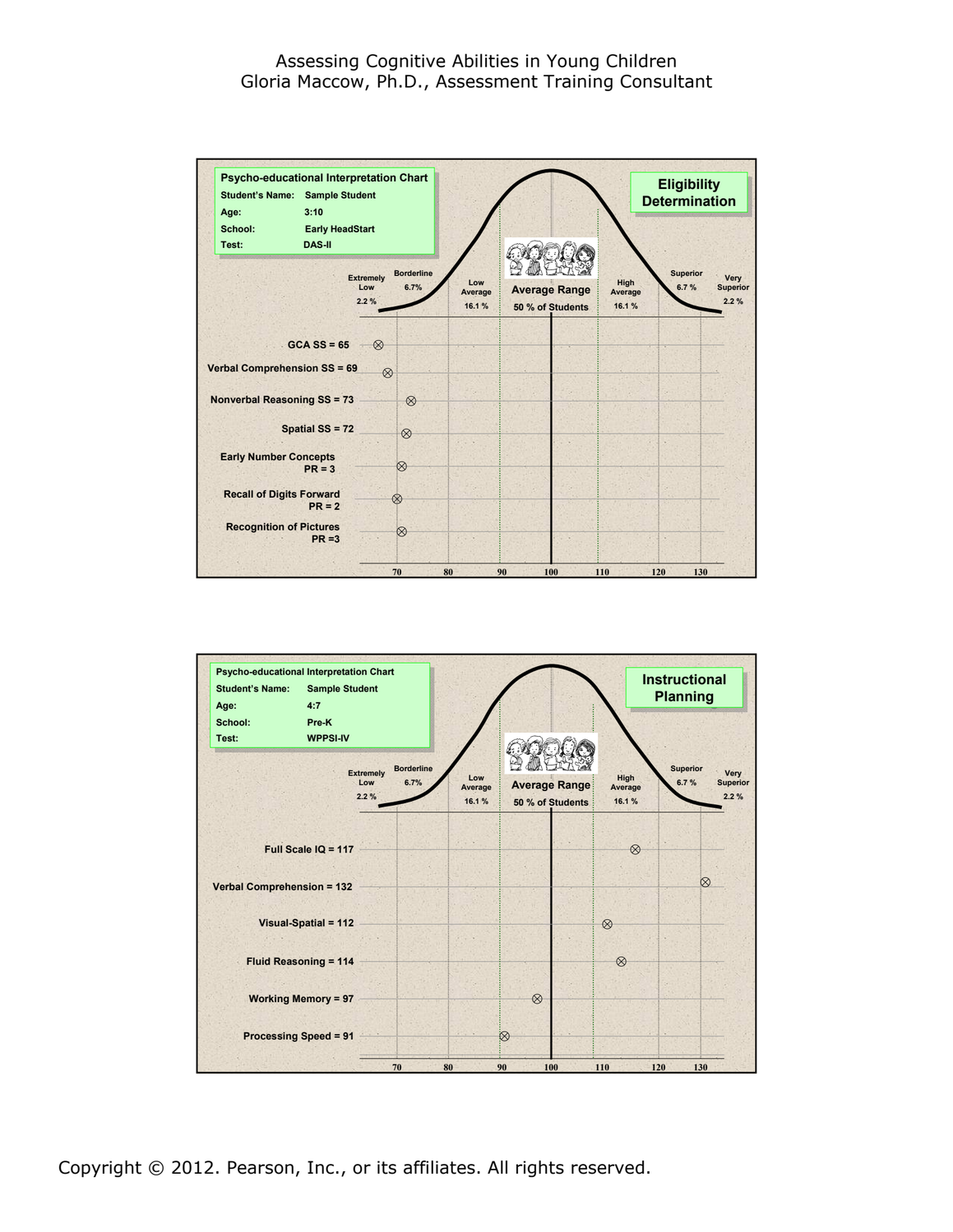Assessing Cognitive Abilities in Young Children
Gloria Maccow, Ph.D., Assessment Training Consultant

**Psycho-educational Interpretation Chart**

| | |
|---|---|
| Student's Name: | Sample Student |
| Age: | 3:10 |
| School: | Early HeadStart |
| Test: | DAS-II |

**Eligibility Determination**

Extremely Low 2.2 % | Borderline 6.7% | Low Average 16.1 % | Average Range 50 % of Students | High Average 16.1 % | Superior 6.7 % | Very Superior 2.2 %

- GCA SS = 65
- Verbal Comprehension SS = 69
- Nonverbal Reasoning SS = 73
- Spatial SS = 72
- Early Number Concepts PR = 3
- Recall of Digits Forward PR = 2
- Recognition of Pictures PR =3

70 80 90 100 110 120 130

**Psycho-educational Interpretation Chart**

| | |
|---|---|
| Student's Name: | Sample Student |
| Age: | 4:7 |
| School: | Pre-K |
| Test: | WPPSI-IV |

**Instructional Planning**

Extremely Low 2.2 % | Borderline 6.7% | Low Average 16.1 % | Average Range 50 % of Students | High Average 16.1 % | Superior 6.7 % | Very Superior 2.2 %

- Full Scale IQ = 117
- Verbal Comprehension = 132
- Visual-Spatial = 112
- Fluid Reasoning = 114
- Working Memory = 97
- Processing Speed = 91

70 80 90 100 110 120 130

Copyright © 2012. Pearson, Inc., or its affiliates. All rights reserved.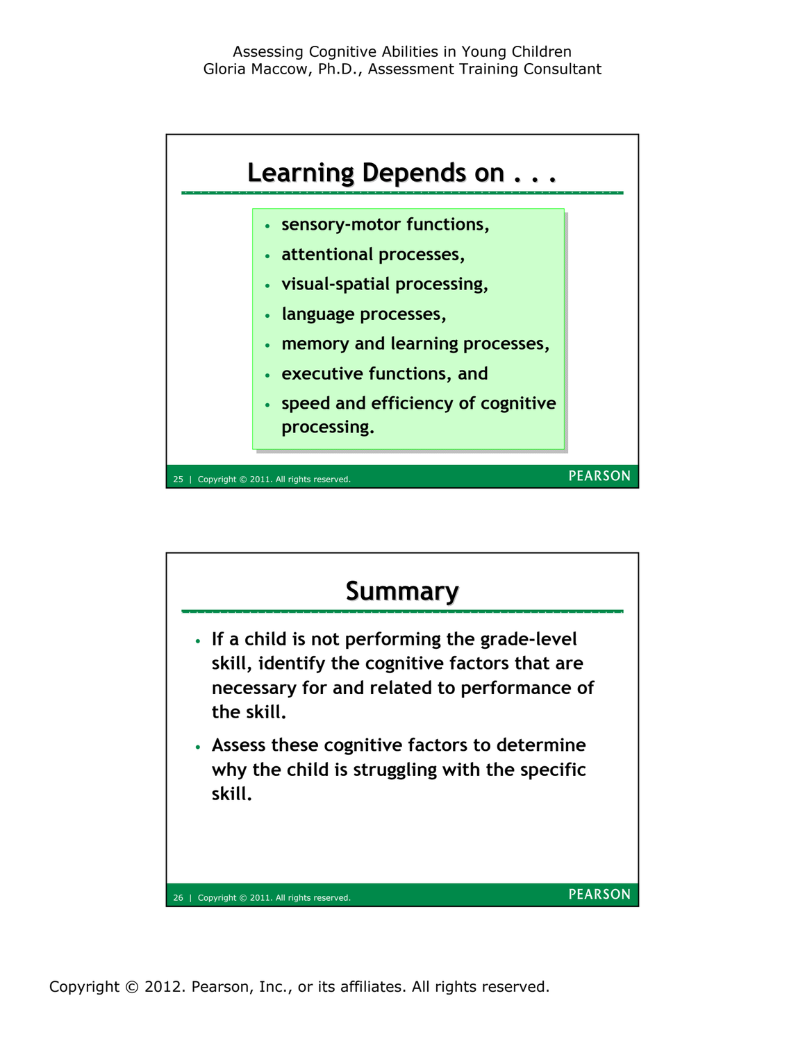## Learning Depends on . . .

- sensory-motor functions,
- attentional processes,
- visual-spatial processing,
- language processes,
- memory and learning processes,
- executive functions, and
- speed and efficiency of cognitive processing.

## Summary

- If a child is not performing the grade-level skill, identify the cognitive factors that are necessary for and related to performance of the skill.
- Assess these cognitive factors to determine why the child is struggling with the specific skill.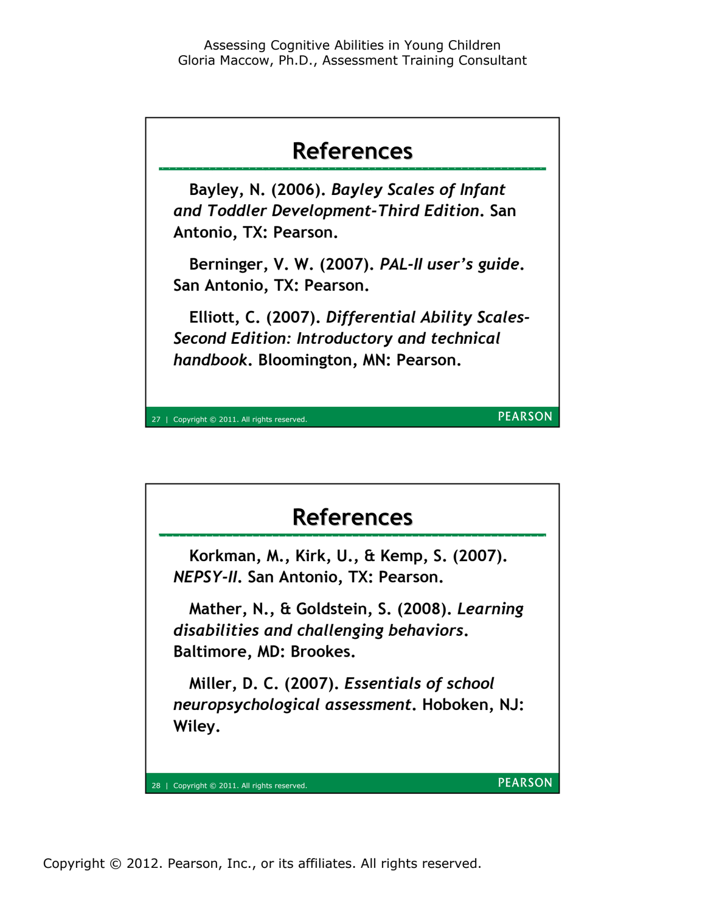## References

Bayley, N. (2006). *Bayley Scales of Infant and Toddler Development-Third Edition*. San Antonio, TX: Pearson.

Berninger, V. W. (2007). *PAL-II user's guide*. San Antonio, TX: Pearson.

Elliott, C. (2007). *Differential Ability Scales-Second Edition: Introductory and technical handbook*. Bloomington, MN: Pearson.

## References

Korkman, M., Kirk, U., & Kemp, S. (2007). *NEPSY-II*. San Antonio, TX: Pearson.

Mather, N., & Goldstein, S. (2008). *Learning disabilities and challenging behaviors*. Baltimore, MD: Brookes.

Miller, D. C. (2007). *Essentials of school neuropsychological assessment*. Hoboken, NJ: Wiley.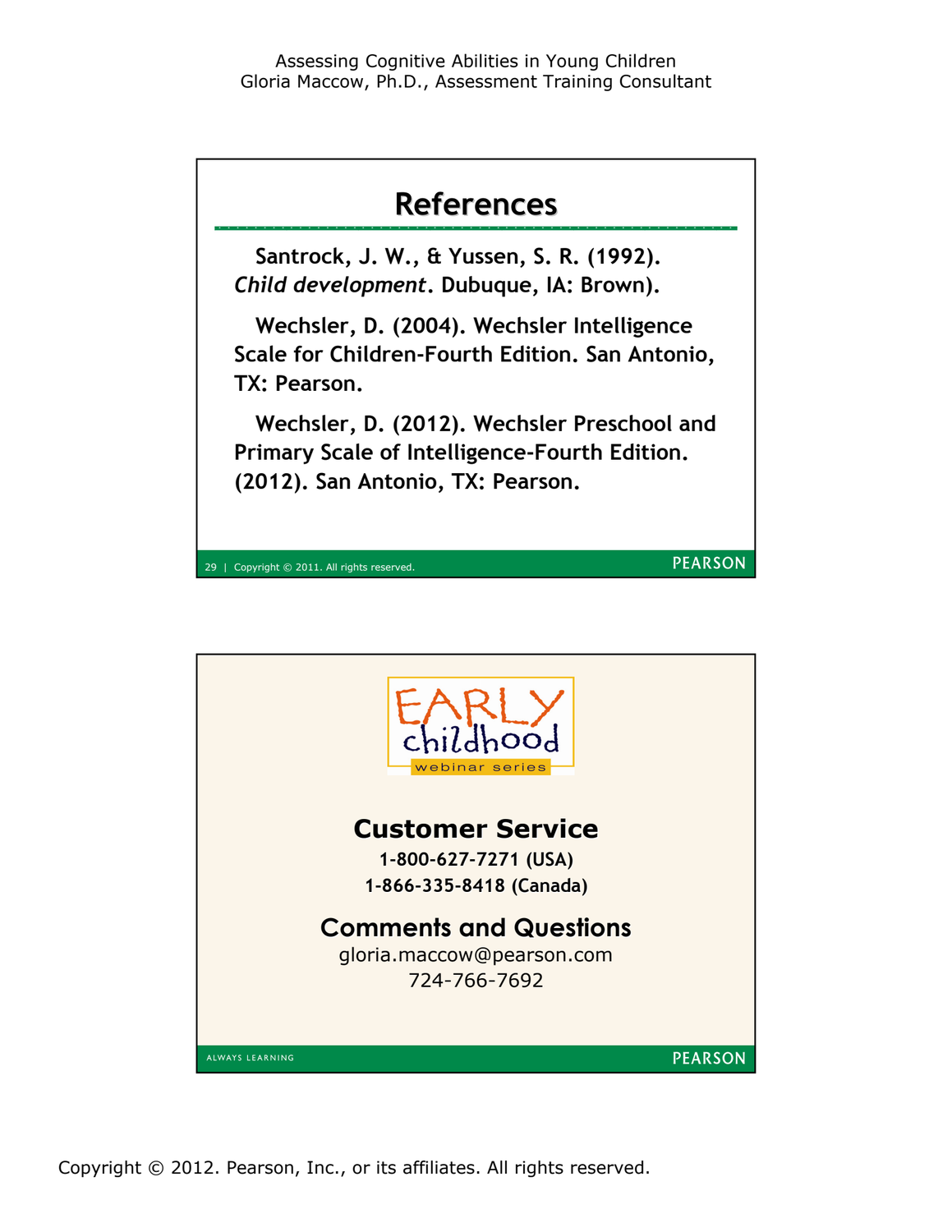## References

Santrock, J. W., & Yussen, S. R. (1992). *Child development*. Dubuque, IA: Brown).

Wechsler, D. (2004). Wechsler Intelligence Scale for Children-Fourth Edition. San Antonio, TX: Pearson.

Wechsler, D. (2012). Wechsler Preschool and Primary Scale of Intelligence-Fourth Edition. (2012). San Antonio, TX: Pearson.

EARLY childhood webinar series

## Customer Service

**1-800-627-7271 (USA)**

**1-866-335-8418 (Canada)**

## Comments and Questions

gloria.maccow@pearson.com

724-766-7692

Copyright © 2012. Pearson, Inc., or its affiliates. All rights reserved.